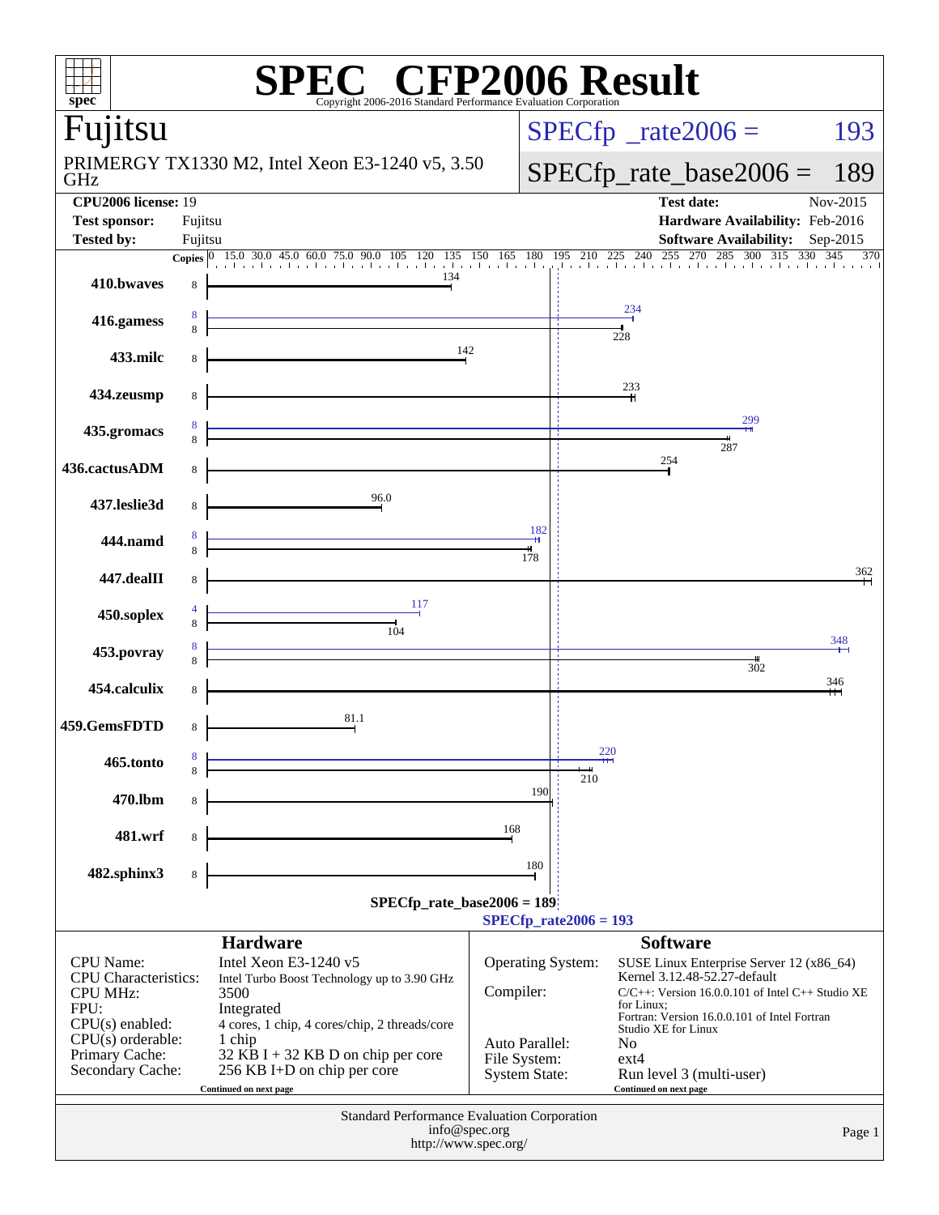# SPEC CFP2006 Result

Copyright 2006-2016 Standard Performance Evaluation Corporation

## Fujitsu

PRIMERGY TX1330 M2, Intel Xeon E3-1240 v5, 3.50 GHz

SPECfp_rate2006 = 193

SPECfp_rate_base2006 = 189

| | | | |
|---|---|---|---|
| **CPU2006 license:** 19 | | **Test date:** | Nov-2015 |
| **Test sponsor:** | Fujitsu | **Hardware Availability:** | Feb-2016 |
| **Tested by:** | Fujitsu | **Software Availability:** | Sep-2015 |

| Benchmark | Copies (peak) | Peak | Copies (base) | Base |
|---|---|---|---|---|
| 410.bwaves | | | 8 | 134 |
| 416.gamess | 8 | 234 | 8 | 228 |
| 433.milc | | | 8 | 142 |
| 434.zeusmp | | | 8 | 233 |
| 435.gromacs | 8 | 299 | 8 | 287 |
| 436.cactusADM | | | 8 | 254 |
| 437.leslie3d | | | 8 | 96.0 |
| 444.namd | 8 | 182 | 8 | 178 |
| 447.dealII | | | 8 | 362 |
| 450.soplex | 4 | 117 | 8 | 104 |
| 453.povray | 8 | 348 | 8 | 302 |
| 454.calculix | | | 8 | 346 |
| 459.GemsFDTD | | | 8 | 81.1 |
| 465.tonto | 8 | 220 | 8 | 210 |
| 470.lbm | | | 8 | 190 |
| 481.wrf | | | 8 | 168 |
| 482.sphinx3 | | | 8 | 180 |

SPECfp_rate_base2006 = 189

SPECfp_rate2006 = 193

### Hardware

| | |
|---|---|
| CPU Name: | Intel Xeon E3-1240 v5 |
| CPU Characteristics: | Intel Turbo Boost Technology up to 3.90 GHz |
| CPU MHz: | 3500 |
| FPU: | Integrated |
| CPU(s) enabled: | 4 cores, 1 chip, 4 cores/chip, 2 threads/core |
| CPU(s) orderable: | 1 chip |
| Primary Cache: | 32 KB I + 32 KB D on chip per core |
| Secondary Cache: | 256 KB I+D on chip per core |

Continued on next page

### Software

| | |
|---|---|
| Operating System: | SUSE Linux Enterprise Server 12 (x86_64) Kernel 3.12.48-52.27-default |
| Compiler: | C/C++: Version 16.0.0.101 of Intel C++ Studio XE for Linux; Fortran: Version 16.0.0.101 of Intel Fortran Studio XE for Linux |
| Auto Parallel: | No |
| File System: | ext4 |
| System State: | Run level 3 (multi-user) |

Continued on next page

Standard Performance Evaluation Corporation
info@spec.org
http://www.spec.org/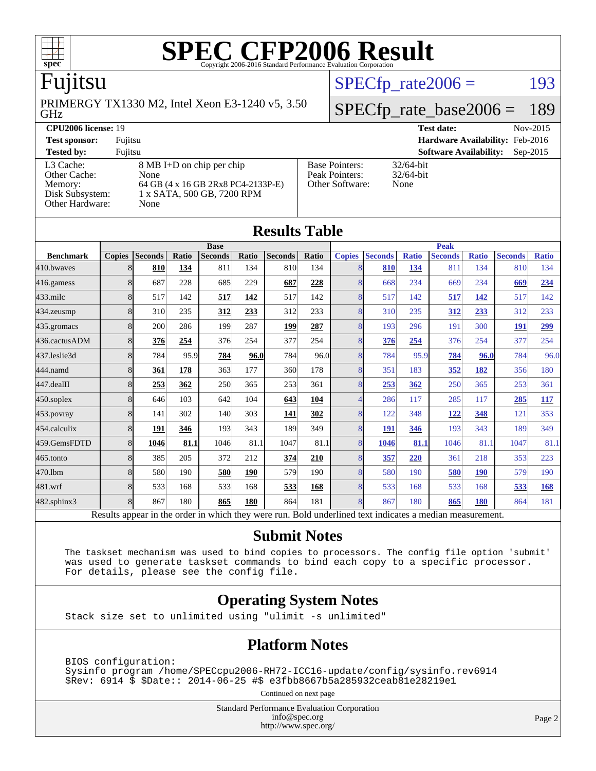# SPEC CFP2006 Result

Copyright 2006-2016 Standard Performance Evaluation Corporation

## Fujitsu

PRIMERGY TX1330 M2, Intel Xeon E3-1240 v5, 3.50 GHz

SPECfp_rate2006 = 193

SPECfp_rate_base2006 = 189

| | | | |
|---|---|---|---|
| **CPU2006 license:** | 19 | **Test date:** | Nov-2015 |
| **Test sponsor:** | Fujitsu | **Hardware Availability:** | Feb-2016 |
| **Tested by:** | Fujitsu | **Software Availability:** | Sep-2015 |

| | | | |
|---|---|---|---|
| L3 Cache: | 8 MB I+D on chip per chip | Base Pointers: | 32/64-bit |
| Other Cache: | None | Peak Pointers: | 32/64-bit |
| Memory: | 64 GB (4 x 16 GB 2Rx8 PC4-2133P-E) | Other Software: | None |
| Disk Subsystem: | 1 x SATA, 500 GB, 7200 RPM | | |
| Other Hardware: | None | | |

## Results Table

| | Base | | | | | | | | Peak | | | | | | |
|---|---|---|---|---|---|---|---|---|---|---|---|---|---|---|---|
| **Benchmark** | **Copies** | **Seconds** | **Ratio** | **Seconds** | **Ratio** | **Seconds** | **Ratio** | **Copies** | **Seconds** | **Ratio** | **Seconds** | **Ratio** | **Seconds** | **Ratio** |
| 410.bwaves | 8 | **810** | **134** | 811 | 134 | 810 | 134 | 8 | **810** | **134** | 811 | 134 | 810 | 134 |
| 416.gamess | 8 | 687 | 228 | 685 | 229 | **687** | **228** | 8 | 668 | 234 | 669 | 234 | **669** | **234** |
| 433.milc | 8 | 517 | 142 | **517** | **142** | 517 | 142 | 8 | 517 | 142 | **517** | **142** | 517 | 142 |
| 434.zeusmp | 8 | 310 | 235 | **312** | **233** | 312 | 233 | 8 | 310 | 235 | **312** | **233** | 312 | 233 |
| 435.gromacs | 8 | 200 | 286 | 199 | 287 | **199** | **287** | 8 | 193 | 296 | 191 | 300 | **191** | **299** |
| 436.cactusADM | 8 | **376** | **254** | 376 | 254 | 377 | 254 | 8 | **376** | **254** | 376 | 254 | 377 | 254 |
| 437.leslie3d | 8 | 784 | 95.9 | **784** | **96.0** | 784 | 96.0 | 8 | 784 | 95.9 | **784** | **96.0** | 784 | 96.0 |
| 444.namd | 8 | **361** | **178** | 363 | 177 | 360 | 178 | 8 | 351 | 183 | **352** | **182** | 356 | 180 |
| 447.dealII | 8 | **253** | **362** | 250 | 365 | 253 | 361 | 8 | **253** | **362** | 250 | 365 | 253 | 361 |
| 450.soplex | 8 | 646 | 103 | 642 | 104 | **643** | **104** | 4 | 286 | 117 | 285 | 117 | **285** | **117** |
| 453.povray | 8 | 141 | 302 | 140 | 303 | **141** | **302** | 8 | 122 | 348 | **122** | **348** | 121 | 353 |
| 454.calculix | 8 | **191** | **346** | 193 | 343 | 189 | 349 | 8 | **191** | **346** | 193 | 343 | 189 | 349 |
| 459.GemsFDTD | 8 | **1046** | **81.1** | 1046 | 81.1 | 1047 | 81.1 | 8 | **1046** | **81.1** | 1046 | 81.1 | 1047 | 81.1 |
| 465.tonto | 8 | 385 | 205 | 372 | 212 | **374** | **210** | 8 | **357** | **220** | 361 | 218 | 353 | 223 |
| 470.lbm | 8 | 580 | 190 | **580** | **190** | 579 | 190 | 8 | 580 | 190 | **580** | **190** | 579 | 190 |
| 481.wrf | 8 | 533 | 168 | 533 | 168 | **533** | **168** | 8 | 533 | 168 | 533 | 168 | **533** | **168** |
| 482.sphinx3 | 8 | 867 | 180 | **865** | **180** | 864 | 181 | 8 | 867 | 180 | **865** | **180** | 864 | 181 |

Results appear in the order in which they were run. Bold underlined text indicates a median measurement.

## Submit Notes

```
The taskset mechanism was used to bind copies to processors. The config file option 'submit'
was used to generate taskset commands to bind each copy to a specific processor.
For details, please see the config file.
```

## Operating System Notes

```
Stack size set to unlimited using "ulimit -s unlimited"
```

## Platform Notes

```
BIOS configuration:
Sysinfo program /home/SPECcpu2006-RH72-ICC16-update/config/sysinfo.rev6914
$Rev: 6914 $ $Date:: 2014-06-25 #$ e3fbb8667b5a285932ceab81e28219e1
```

Continued on next page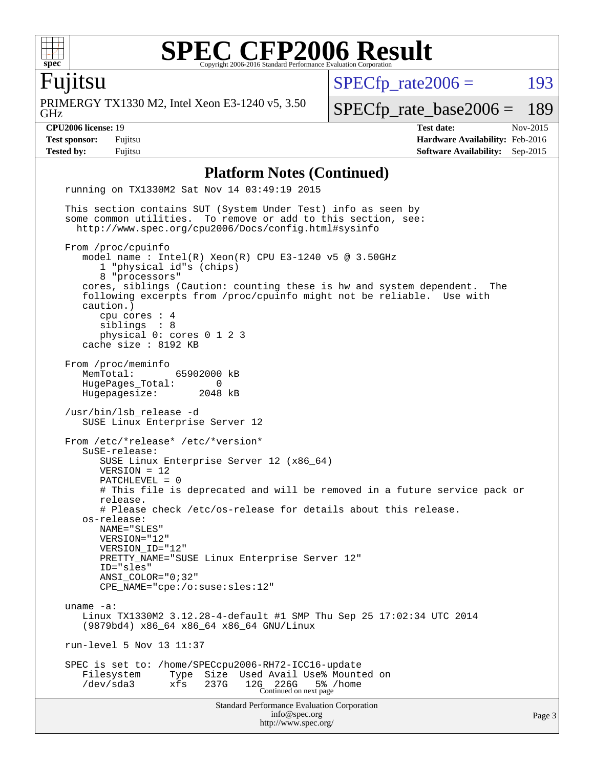# SPEC CFP2006 Result

Copyright 2006-2016 Standard Performance Evaluation Corporation

**Fujitsu**

PRIMERGY TX1330 M2, Intel Xeon E3-1240 v5, 3.50 GHz

SPECfp_rate2006 = 193

SPECfp_rate_base2006 = 189

| | | | |
|---|---|---|---|
| **CPU2006 license:** 19 | | **Test date:** | Nov-2015 |
| **Test sponsor:** | Fujitsu | **Hardware Availability:** | Feb-2016 |
| **Tested by:** | Fujitsu | **Software Availability:** | Sep-2015 |

## Platform Notes (Continued)

```
running on TX1330M2 Sat Nov 14 03:49:19 2015

This section contains SUT (System Under Test) info as seen by
some common utilities.  To remove or add to this section, see:
  http://www.spec.org/cpu2006/Docs/config.html#sysinfo

From /proc/cpuinfo
   model name : Intel(R) Xeon(R) CPU E3-1240 v5 @ 3.50GHz
      1 "physical id"s (chips)
      8 "processors"
   cores, siblings (Caution: counting these is hw and system dependent.  The
   following excerpts from /proc/cpuinfo might not be reliable.  Use with
   caution.)
      cpu cores : 4
      siblings  : 8
      physical 0: cores 0 1 2 3
   cache size : 8192 KB

From /proc/meminfo
   MemTotal:       65902000 kB
   HugePages_Total:       0
   Hugepagesize:       2048 kB

/usr/bin/lsb_release -d
   SUSE Linux Enterprise Server 12

From /etc/*release* /etc/*version*
   SuSE-release:
      SUSE Linux Enterprise Server 12 (x86_64)
      VERSION = 12
      PATCHLEVEL = 0
      # This file is deprecated and will be removed in a future service pack or
      release.
      # Please check /etc/os-release for details about this release.
   os-release:
      NAME="SLES"
      VERSION="12"
      VERSION_ID="12"
      PRETTY_NAME="SUSE Linux Enterprise Server 12"
      ID="sles"
      ANSI_COLOR="0;32"
      CPE_NAME="cpe:/o:suse:sles:12"

uname -a:
   Linux TX1330M2 3.12.28-4-default #1 SMP Thu Sep 25 17:02:34 UTC 2014
   (9879bd4) x86_64 x86_64 x86_64 GNU/Linux

run-level 5 Nov 13 11:37

SPEC is set to: /home/SPECcpu2006-RH72-ICC16-update
   Filesystem     Type  Size  Used Avail Use% Mounted on
   /dev/sda3      xfs   237G   12G  226G   5% /home
```

Continued on next page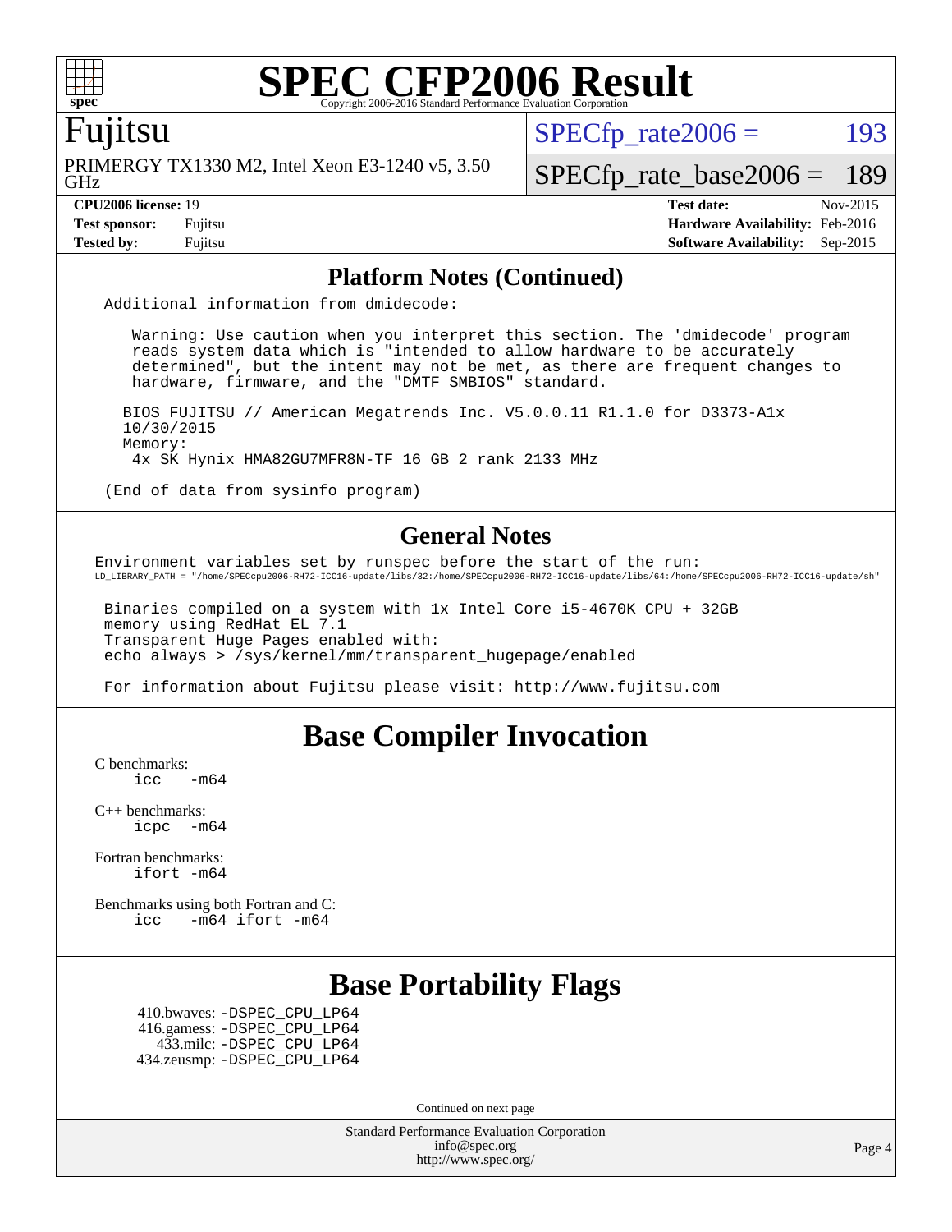# SPEC CFP2006 Result

Copyright 2006-2016 Standard Performance Evaluation Corporation

## Fujitsu

PRIMERGY TX1330 M2, Intel Xeon E3-1240 v5, 3.50 GHz

SPECfp_rate2006 = 193

SPECfp_rate_base2006 = 189

| | | | |
|---|---|---|---|
| **CPU2006 license:** 19 | | **Test date:** | Nov-2015 |
| **Test sponsor:** | Fujitsu | **Hardware Availability:** | Feb-2016 |
| **Tested by:** | Fujitsu | **Software Availability:** | Sep-2015 |

### Platform Notes (Continued)

```
Additional information from dmidecode:

   Warning: Use caution when you interpret this section. The 'dmidecode' program
   reads system data which is "intended to allow hardware to be accurately
   determined", but the intent may not be met, as there are frequent changes to
   hardware, firmware, and the "DMTF SMBIOS" standard.

  BIOS FUJITSU // American Megatrends Inc. V5.0.0.11 R1.1.0 for D3373-A1x
  10/30/2015
  Memory:
   4x SK Hynix HMA82GU7MFR8N-TF 16 GB 2 rank 2133 MHz

(End of data from sysinfo program)
```

### General Notes

```
Environment variables set by runspec before the start of the run:
LD_LIBRARY_PATH = "/home/SPECcpu2006-RH72-ICC16-update/libs/32:/home/SPECcpu2006-RH72-ICC16-update/libs/64:/home/SPECcpu2006-RH72-ICC16-update/sh"

 Binaries compiled on a system with 1x Intel Core i5-4670K CPU + 32GB
 memory using RedHat EL 7.1
 Transparent Huge Pages enabled with:
 echo always > /sys/kernel/mm/transparent_hugepage/enabled

 For information about Fujitsu please visit: http://www.fujitsu.com
```

## Base Compiler Invocation

C benchmarks:
```
icc   -m64
```

C++ benchmarks:
```
icpc  -m64
```

Fortran benchmarks:
```
ifort -m64
```

Benchmarks using both Fortran and C:
```
icc   -m64 ifort -m64
```

## Base Portability Flags

410.bwaves: -DSPEC_CPU_LP64
416.gamess: -DSPEC_CPU_LP64
433.milc: -DSPEC_CPU_LP64
434.zeusmp: -DSPEC_CPU_LP64

Continued on next page

Standard Performance Evaluation Corporation
info@spec.org
http://www.spec.org/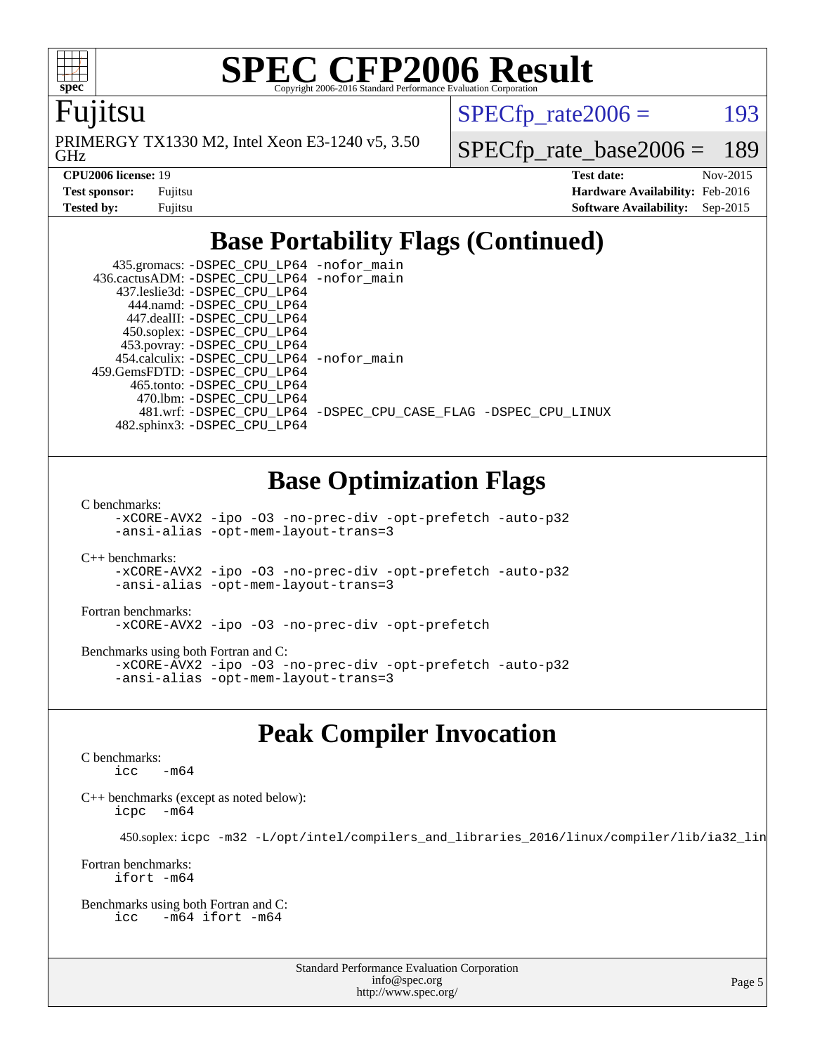# SPEC CFP2006 Result

Copyright 2006-2016 Standard Performance Evaluation Corporation

**Fujitsu**

PRIMERGY TX1330 M2, Intel Xeon E3-1240 v5, 3.50 GHz

SPECfp_rate2006 = 193

SPECfp_rate_base2006 = 189

| | | | |
|---|---|---|---|
| **CPU2006 license:** 19 | | **Test date:** | Nov-2015 |
| **Test sponsor:** | Fujitsu | **Hardware Availability:** | Feb-2016 |
| **Tested by:** | Fujitsu | **Software Availability:** | Sep-2015 |

## Base Portability Flags (Continued)

```
    435.gromacs: -DSPEC_CPU_LP64 -nofor_main
 436.cactusADM: -DSPEC_CPU_LP64 -nofor_main
    437.leslie3d: -DSPEC_CPU_LP64
       444.namd: -DSPEC_CPU_LP64
      447.dealII: -DSPEC_CPU_LP64
      450.soplex: -DSPEC_CPU_LP64
      453.povray: -DSPEC_CPU_LP64
    454.calculix: -DSPEC_CPU_LP64 -nofor_main
 459.GemsFDTD: -DSPEC_CPU_LP64
       465.tonto: -DSPEC_CPU_LP64
         470.lbm: -DSPEC_CPU_LP64
         481.wrf: -DSPEC_CPU_LP64 -DSPEC_CPU_CASE_FLAG -DSPEC_CPU_LINUX
     482.sphinx3: -DSPEC_CPU_LP64
```

## Base Optimization Flags

C benchmarks:
```
-xCORE-AVX2 -ipo -O3 -no-prec-div -opt-prefetch -auto-p32
-ansi-alias -opt-mem-layout-trans=3
```

C++ benchmarks:
```
-xCORE-AVX2 -ipo -O3 -no-prec-div -opt-prefetch -auto-p32
-ansi-alias -opt-mem-layout-trans=3
```

Fortran benchmarks:
```
-xCORE-AVX2 -ipo -O3 -no-prec-div -opt-prefetch
```

Benchmarks using both Fortran and C:
```
-xCORE-AVX2 -ipo -O3 -no-prec-div -opt-prefetch -auto-p32
-ansi-alias -opt-mem-layout-trans=3
```

## Peak Compiler Invocation

C benchmarks:
```
icc   -m64
```

C++ benchmarks (except as noted below):
```
icpc  -m64
```

450.soplex: `icpc -m32 -L/opt/intel/compilers_and_libraries_2016/linux/compiler/lib/ia32_lin`

Fortran benchmarks:
```
ifort -m64
```

Benchmarks using both Fortran and C:
```
icc   -m64 ifort -m64
```

Standard Performance Evaluation Corporation
info@spec.org
http://www.spec.org/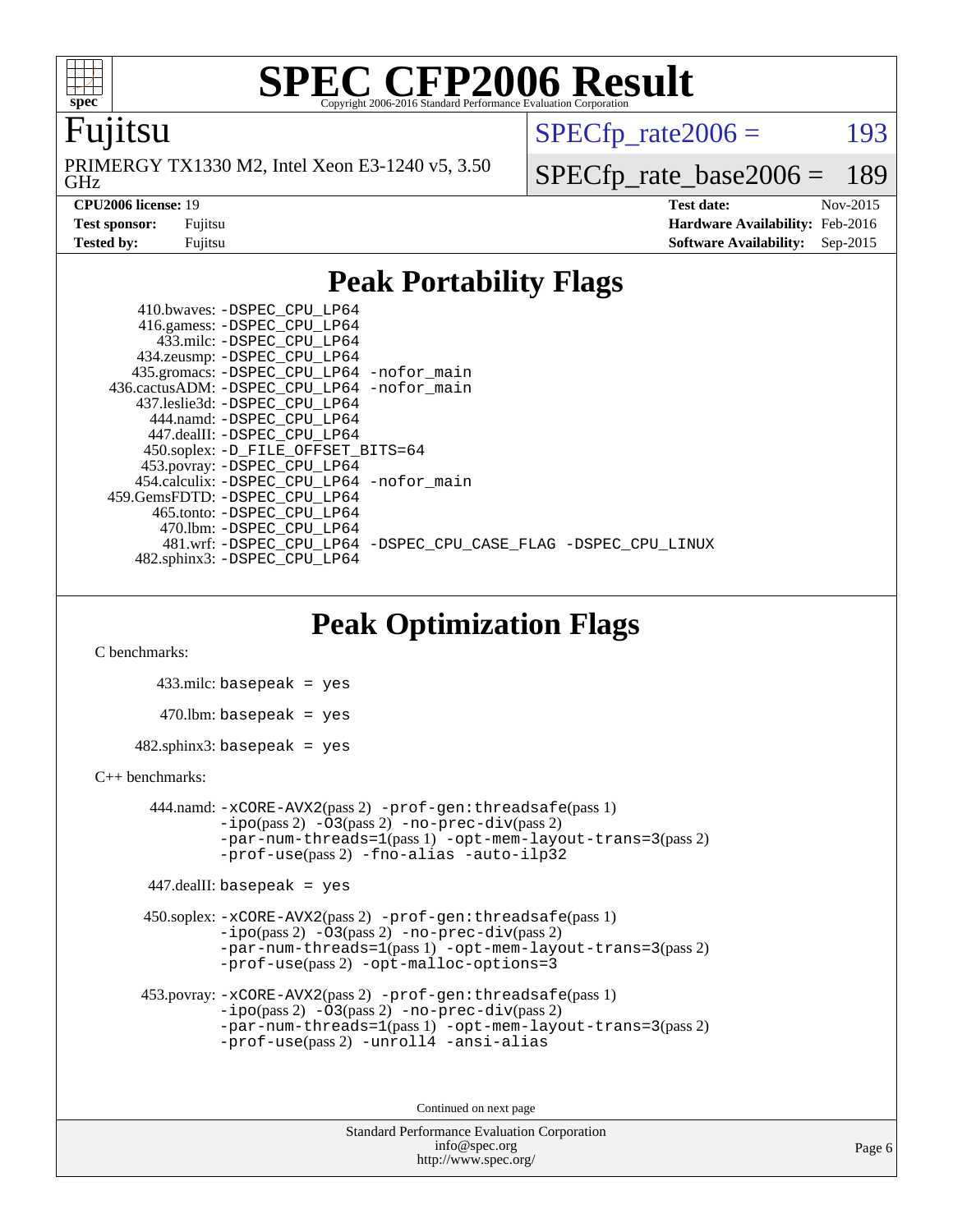# SPEC CFP2006 Result

Copyright 2006-2016 Standard Performance Evaluation Corporation

**Fujitsu**

PRIMERGY TX1330 M2, Intel Xeon E3-1240 v5, 3.50 GHz

SPECfp_rate2006 = 193

SPECfp_rate_base2006 = 189

| | | | |
|---|---|---|---|
| **CPU2006 license:** 19 | | **Test date:** | Nov-2015 |
| **Test sponsor:** | Fujitsu | **Hardware Availability:** | Feb-2016 |
| **Tested by:** | Fujitsu | **Software Availability:** | Sep-2015 |

## Peak Portability Flags

410.bwaves: -DSPEC_CPU_LP64
416.gamess: -DSPEC_CPU_LP64
433.milc: -DSPEC_CPU_LP64
434.zeusmp: -DSPEC_CPU_LP64
435.gromacs: -DSPEC_CPU_LP64 -nofor_main
436.cactusADM: -DSPEC_CPU_LP64 -nofor_main
437.leslie3d: -DSPEC_CPU_LP64
444.namd: -DSPEC_CPU_LP64
447.dealII: -DSPEC_CPU_LP64
450.soplex: -D_FILE_OFFSET_BITS=64
453.povray: -DSPEC_CPU_LP64
454.calculix: -DSPEC_CPU_LP64 -nofor_main
459.GemsFDTD: -DSPEC_CPU_LP64
465.tonto: -DSPEC_CPU_LP64
470.lbm: -DSPEC_CPU_LP64
481.wrf: -DSPEC_CPU_LP64 -DSPEC_CPU_CASE_FLAG -DSPEC_CPU_LINUX
482.sphinx3: -DSPEC_CPU_LP64

## Peak Optimization Flags

C benchmarks:

433.milc: basepeak = yes

470.lbm: basepeak = yes

482.sphinx3: basepeak = yes

C++ benchmarks:

444.namd: -xCORE-AVX2(pass 2) -prof-gen:threadsafe(pass 1) -ipo(pass 2) -O3(pass 2) -no-prec-div(pass 2) -par-num-threads=1(pass 1) -opt-mem-layout-trans=3(pass 2) -prof-use(pass 2) -fno-alias -auto-ilp32

447.dealII: basepeak = yes

450.soplex: -xCORE-AVX2(pass 2) -prof-gen:threadsafe(pass 1) -ipo(pass 2) -O3(pass 2) -no-prec-div(pass 2) -par-num-threads=1(pass 1) -opt-mem-layout-trans=3(pass 2) -prof-use(pass 2) -opt-malloc-options=3

453.povray: -xCORE-AVX2(pass 2) -prof-gen:threadsafe(pass 1) -ipo(pass 2) -O3(pass 2) -no-prec-div(pass 2) -par-num-threads=1(pass 1) -opt-mem-layout-trans=3(pass 2) -prof-use(pass 2) -unroll4 -ansi-alias

Continued on next page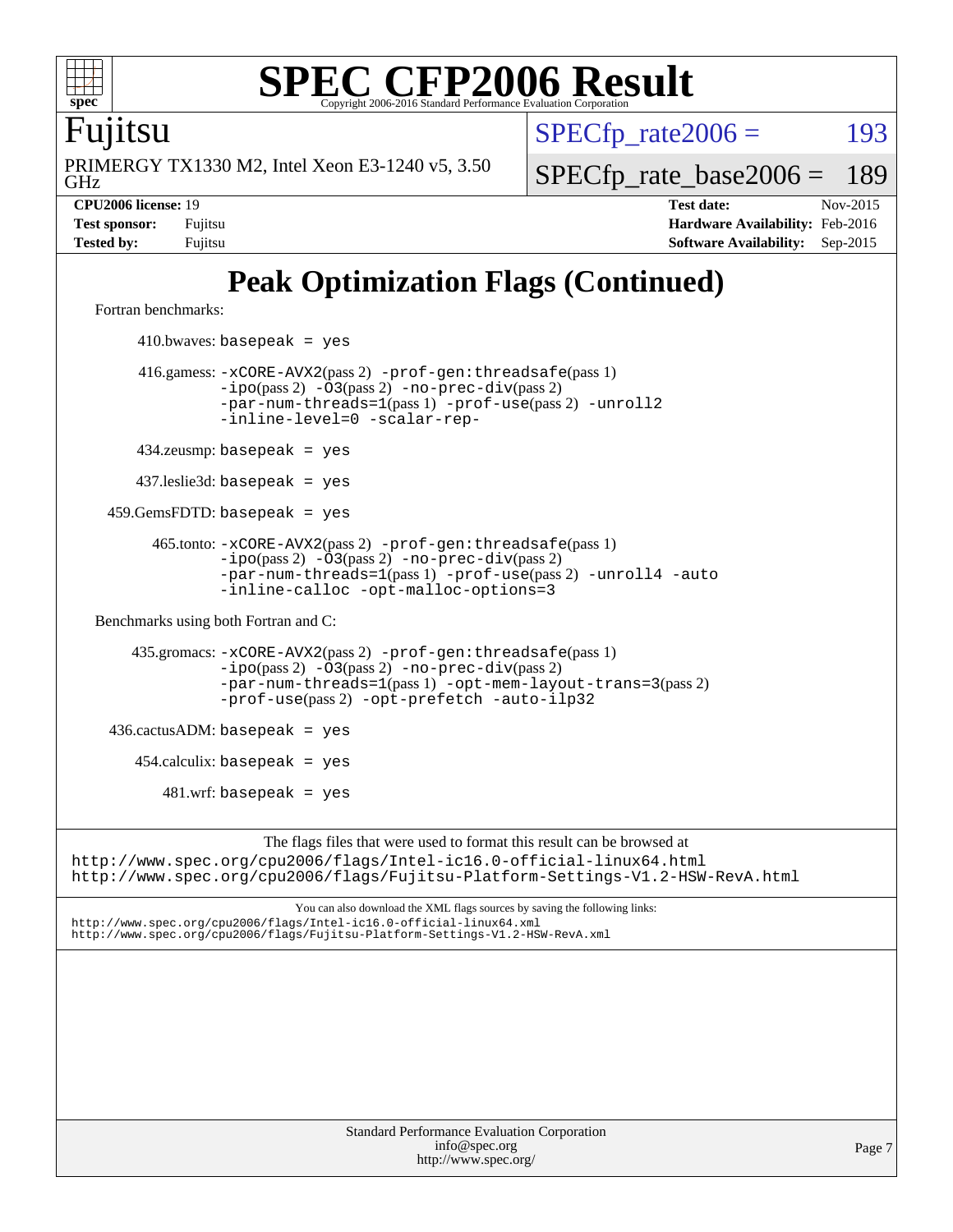# SPEC CFP2006 Result

Copyright 2006-2016 Standard Performance Evaluation Corporation

**Fujitsu**

PRIMERGY TX1330 M2, Intel Xeon E3-1240 v5, 3.50 GHz

SPECfp_rate2006 = 193

SPECfp_rate_base2006 = 189

| | | | |
|---|---|---|---|
| **CPU2006 license:** 19 | | **Test date:** | Nov-2015 |
| **Test sponsor:** | Fujitsu | **Hardware Availability:** | Feb-2016 |
| **Tested by:** | Fujitsu | **Software Availability:** | Sep-2015 |

## Peak Optimization Flags (Continued)

Fortran benchmarks:

410.bwaves: `basepeak = yes`

416.gamess: `-xCORE-AVX2`(pass 2) `-prof-gen:threadsafe`(pass 1) `-ipo`(pass 2) `-O3`(pass 2) `-no-prec-div`(pass 2) `-par-num-threads=1`(pass 1) `-prof-use`(pass 2) `-unroll2` `-inline-level=0` `-scalar-rep-`

434.zeusmp: `basepeak = yes`

437.leslie3d: `basepeak = yes`

459.GemsFDTD: `basepeak = yes`

465.tonto: `-xCORE-AVX2`(pass 2) `-prof-gen:threadsafe`(pass 1) `-ipo`(pass 2) `-O3`(pass 2) `-no-prec-div`(pass 2) `-par-num-threads=1`(pass 1) `-prof-use`(pass 2) `-unroll4` `-auto` `-inline-calloc` `-opt-malloc-options=3`

Benchmarks using both Fortran and C:

435.gromacs: `-xCORE-AVX2`(pass 2) `-prof-gen:threadsafe`(pass 1) `-ipo`(pass 2) `-O3`(pass 2) `-no-prec-div`(pass 2) `-par-num-threads=1`(pass 1) `-opt-mem-layout-trans=3`(pass 2) `-prof-use`(pass 2) `-opt-prefetch` `-auto-ilp32`

436.cactusADM: `basepeak = yes`

454.calculix: `basepeak = yes`

481.wrf: `basepeak = yes`

The flags files that were used to format this result can be browsed at
http://www.spec.org/cpu2006/flags/Intel-ic16.0-official-linux64.html
http://www.spec.org/cpu2006/flags/Fujitsu-Platform-Settings-V1.2-HSW-RevA.html

You can also download the XML flags sources by saving the following links:
http://www.spec.org/cpu2006/flags/Intel-ic16.0-official-linux64.xml
http://www.spec.org/cpu2006/flags/Fujitsu-Platform-Settings-V1.2-HSW-RevA.xml

Standard Performance Evaluation Corporation
info@spec.org
http://www.spec.org/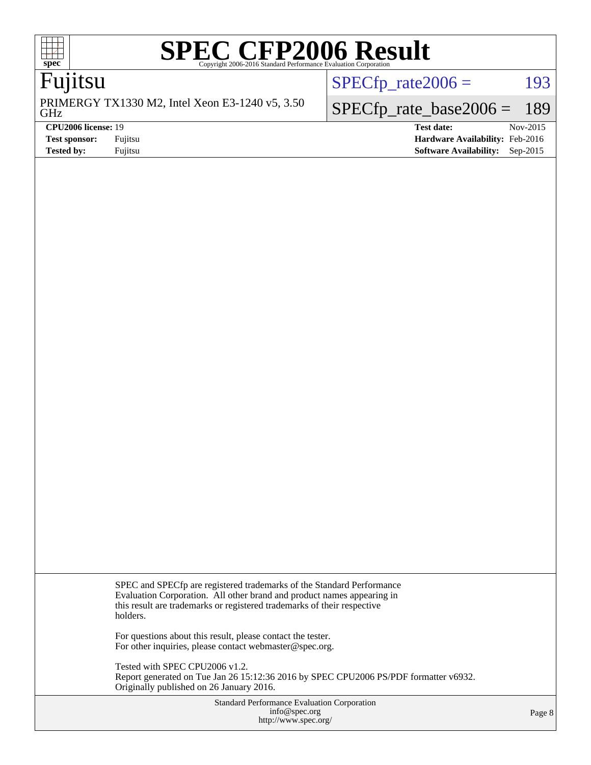SPEC and SPECfp are registered trademarks of the Standard Performance Evaluation Corporation. All other brand and product names appearing in this result are trademarks or registered trademarks of their respective holders.

For questions about this result, please contact the tester.
For other inquiries, please contact webmaster@spec.org.

Tested with SPEC CPU2006 v1.2.
Report generated on Tue Jan 26 15:12:36 2016 by SPEC CPU2006 PS/PDF formatter v6932.
Originally published on 26 January 2016.